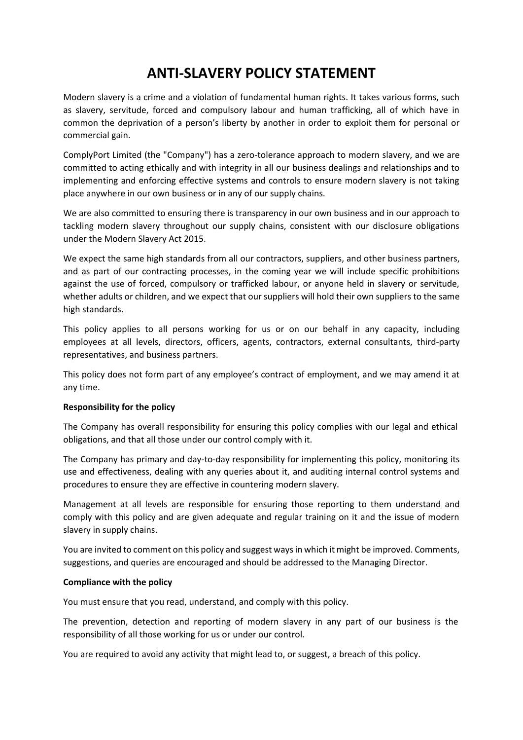# ANTI-SLAVERY POLICY STATEMENT

Modern slavery is a crime and a violation of fundamental human rights. It takes various forms, such as slavery, servitude, forced and compulsory labour and human trafficking, all of which have in common the deprivation of a person's liberty by another in order to exploit them for personal or commercial gain.

ComplyPort Limited (the "Company") has a zero-tolerance approach to modern slavery, and we are committed to acting ethically and with integrity in all our business dealings and relationships and to implementing and enforcing effective systems and controls to ensure modern slavery is not taking place anywhere in our own business or in any of our supply chains.

We are also committed to ensuring there is transparency in our own business and in our approach to tackling modern slavery throughout our supply chains, consistent with our disclosure obligations under the Modern Slavery Act 2015.

We expect the same high standards from all our contractors, suppliers, and other business partners, and as part of our contracting processes, in the coming year we will include specific prohibitions against the use of forced, compulsory or trafficked labour, or anyone held in slavery or servitude, whether adults or children, and we expect that our suppliers will hold their own suppliers to the same high standards.

This policy applies to all persons working for us or on our behalf in any capacity, including employees at all levels, directors, officers, agents, contractors, external consultants, third-party representatives, and business partners.

This policy does not form part of any employee's contract of employment, and we may amend it at any time.

**Responsibility for the policy**

The Company has overall responsibility for ensuring this policy complies with our legal and ethical obligations, and that all those under our control comply with it.

The Company has primary and day-to-day responsibility for implementing this policy, monitoring its use and effectiveness, dealing with any queries about it, and auditing internal control systems and procedures to ensure they are effective in countering modern slavery.

Management at all levels are responsible for ensuring those reporting to them understand and comply with this policy and are given adequate and regular training on it and the issue of modern slavery in supply chains.

You are invited to comment on this policy and suggest ways in which it might be improved. Comments, suggestions, and queries are encouraged and should be addressed to the Managing Director.

**Compliance with the policy**

You must ensure that you read, understand, and comply with this policy.

The prevention, detection and reporting of modern slavery in any part of our business is the responsibility of all those working for us or under our control.

You are required to avoid any activity that might lead to, or suggest, a breach of this policy.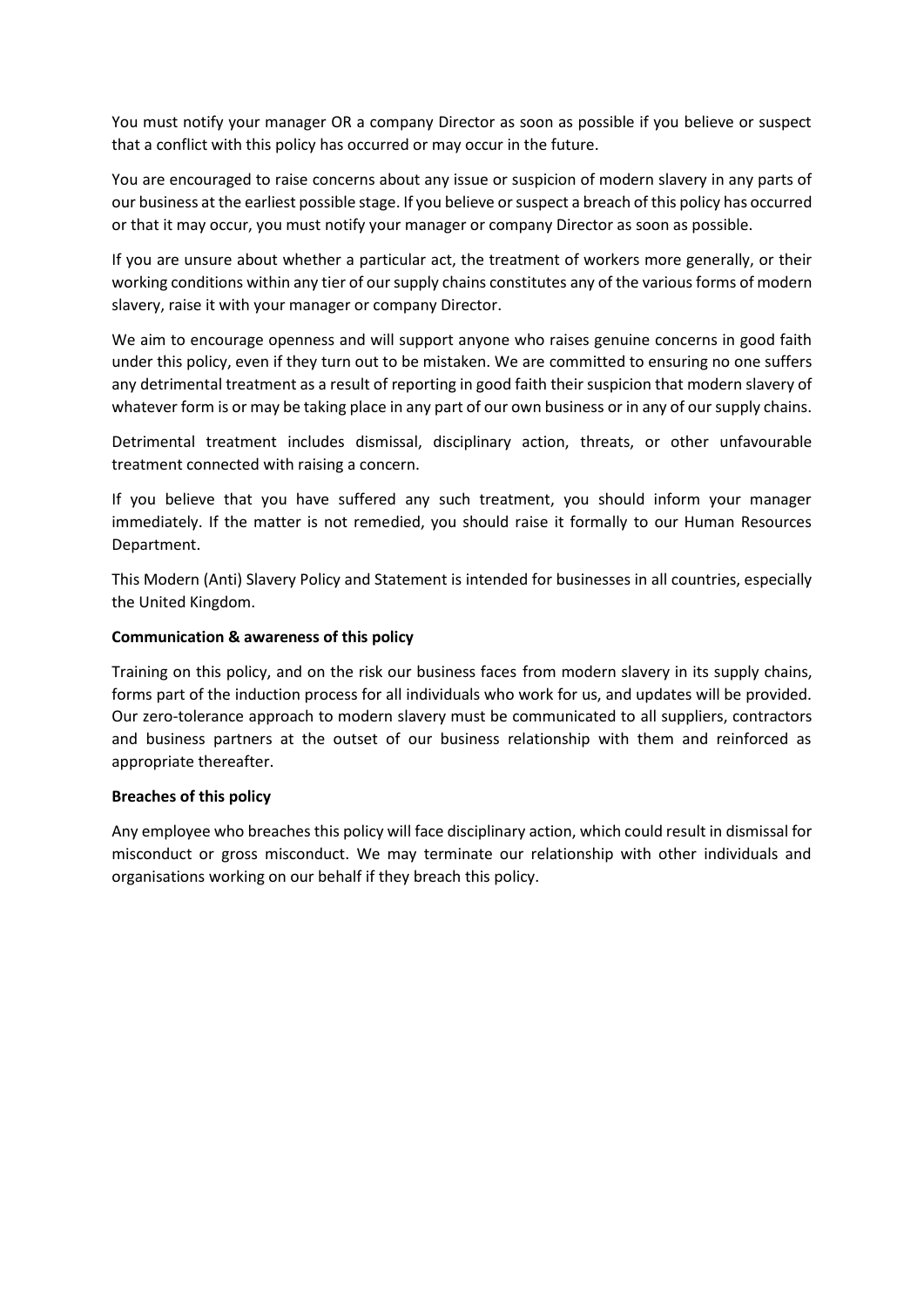You must notify your manager OR a company Director as soon as possible if you believe or suspect that a conflict with this policy has occurred or may occur in the future.

You are encouraged to raise concerns about any issue or suspicion of modern slavery in any parts of our business at the earliest possible stage. If you believe or suspect a breach of this policy has occurred or that it may occur, you must notify your manager or company Director as soon as possible.

If you are unsure about whether a particular act, the treatment of workers more generally, or their working conditions within any tier of our supply chains constitutes any of the various forms of modern slavery, raise it with your manager or company Director.

We aim to encourage openness and will support anyone who raises genuine concerns in good faith under this policy, even if they turn out to be mistaken. We are committed to ensuring no one suffers any detrimental treatment as a result of reporting in good faith their suspicion that modern slavery of whatever form is or may be taking place in any part of our own business or in any of our supply chains.

Detrimental treatment includes dismissal, disciplinary action, threats, or other unfavourable treatment connected with raising a concern.

If you believe that you have suffered any such treatment, you should inform your manager immediately. If the matter is not remedied, you should raise it formally to our Human Resources Department.

This Modern (Anti) Slavery Policy and Statement is intended for businesses in all countries, especially the United Kingdom.

**Communication & awareness of this policy**

Training on this policy, and on the risk our business faces from modern slavery in its supply chains, forms part of the induction process for all individuals who work for us, and updates will be provided. Our zero-tolerance approach to modern slavery must be communicated to all suppliers, contractors and business partners at the outset of our business relationship with them and reinforced as appropriate thereafter.

**Breaches of this policy**

Any employee who breaches this policy will face disciplinary action, which could result in dismissal for misconduct or gross misconduct. We may terminate our relationship with other individuals and organisations working on our behalf if they breach this policy.